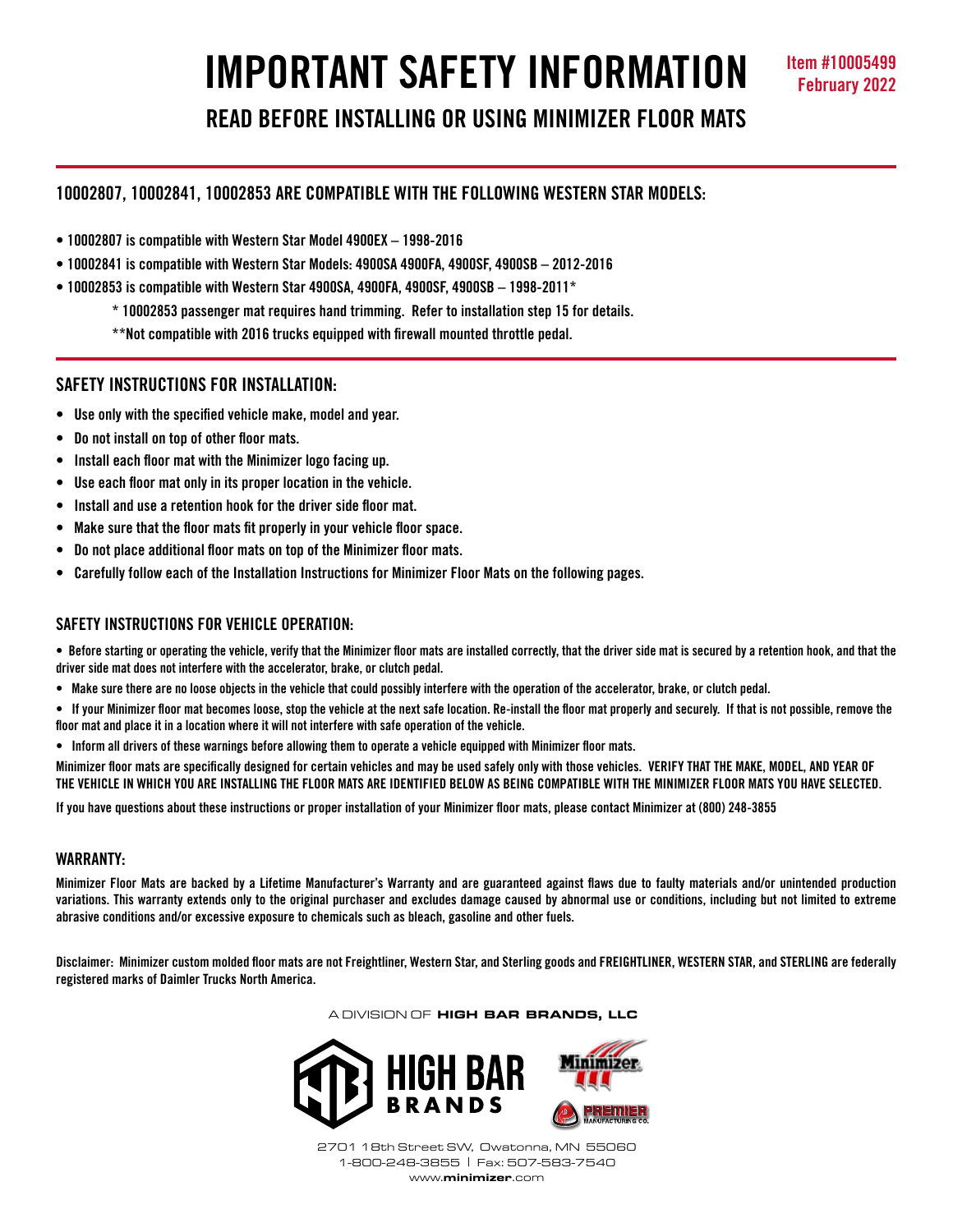# IMPORTANT SAFETY INFORMATION

Item #10005499
February 2022

## READ BEFORE INSTALLING OR USING MINIMIZER FLOOR MATS

### 10002807, 10002841, 10002853 ARE COMPATIBLE WITH THE FOLLOWING WESTERN STAR MODELS:

- **10002807 is compatible with Western Star Model 4900EX – 1998-2016**
- **10002841 is compatible with Western Star Models: 4900SA 4900FA, 4900SF, 4900SB – 2012-2016**
- **10002853 is compatible with Western Star 4900SA, 4900FA, 4900SF, 4900SB – 1998-2011***

  **\* 10002853 passenger mat requires hand trimming. Refer to installation step 15 for details.**

  **\*\*Not compatible with 2016 trucks equipped with firewall mounted throttle pedal.**

### SAFETY INSTRUCTIONS FOR INSTALLATION:

- **Use only with the specified vehicle make, model and year.**
- **Do not install on top of other floor mats.**
- **Install each floor mat with the Minimizer logo facing up.**
- **Use each floor mat only in its proper location in the vehicle.**
- **Install and use a retention hook for the driver side floor mat.**
- **Make sure that the floor mats fit properly in your vehicle floor space.**
- **Do not place additional floor mats on top of the Minimizer floor mats.**
- **Carefully follow each of the Installation Instructions for Minimizer Floor Mats on the following pages.**

### SAFETY INSTRUCTIONS FOR VEHICLE OPERATION:

- **Before starting or operating the vehicle, verify that the Minimizer floor mats are installed correctly, that the driver side mat is secured by a retention hook, and that the driver side mat does not interfere with the accelerator, brake, or clutch pedal.**
- **Make sure there are no loose objects in the vehicle that could possibly interfere with the operation of the accelerator, brake, or clutch pedal.**
- **If your Minimizer floor mat becomes loose, stop the vehicle at the next safe location. Re-install the floor mat properly and securely. If that is not possible, remove the floor mat and place it in a location where it will not interfere with safe operation of the vehicle.**
- **Inform all drivers of these warnings before allowing them to operate a vehicle equipped with Minimizer floor mats.**

**Minimizer floor mats are specifically designed for certain vehicles and may be used safely only with those vehicles. VERIFY THAT THE MAKE, MODEL, AND YEAR OF THE VEHICLE IN WHICH YOU ARE INSTALLING THE FLOOR MATS ARE IDENTIFIED BELOW AS BEING COMPATIBLE WITH THE MINIMIZER FLOOR MATS YOU HAVE SELECTED.**

**If you have questions about these instructions or proper installation of your Minimizer floor mats, please contact Minimizer at (800) 248-3855**

### WARRANTY:

**Minimizer Floor Mats are backed by a Lifetime Manufacturer's Warranty and are guaranteed against flaws due to faulty materials and/or unintended production variations. This warranty extends only to the original purchaser and excludes damage caused by abnormal use or conditions, including but not limited to extreme abrasive conditions and/or excessive exposure to chemicals such as bleach, gasoline and other fuels.**

**Disclaimer: Minimizer custom molded floor mats are not Freightliner, Western Star, and Sterling goods and FREIGHTLINER, WESTERN STAR, and STERLING are federally registered marks of Daimler Trucks North America.**

A DIVISION OF **HIGH BAR BRANDS, LLC**

HIGH BAR BRANDS

Minimizer

PREMIER MANUFACTURING CO.

2701 18th Street SW, Owatonna, MN 55060
1-800-248-3855 | Fax: 507-583-7540
www.**minimizer**.com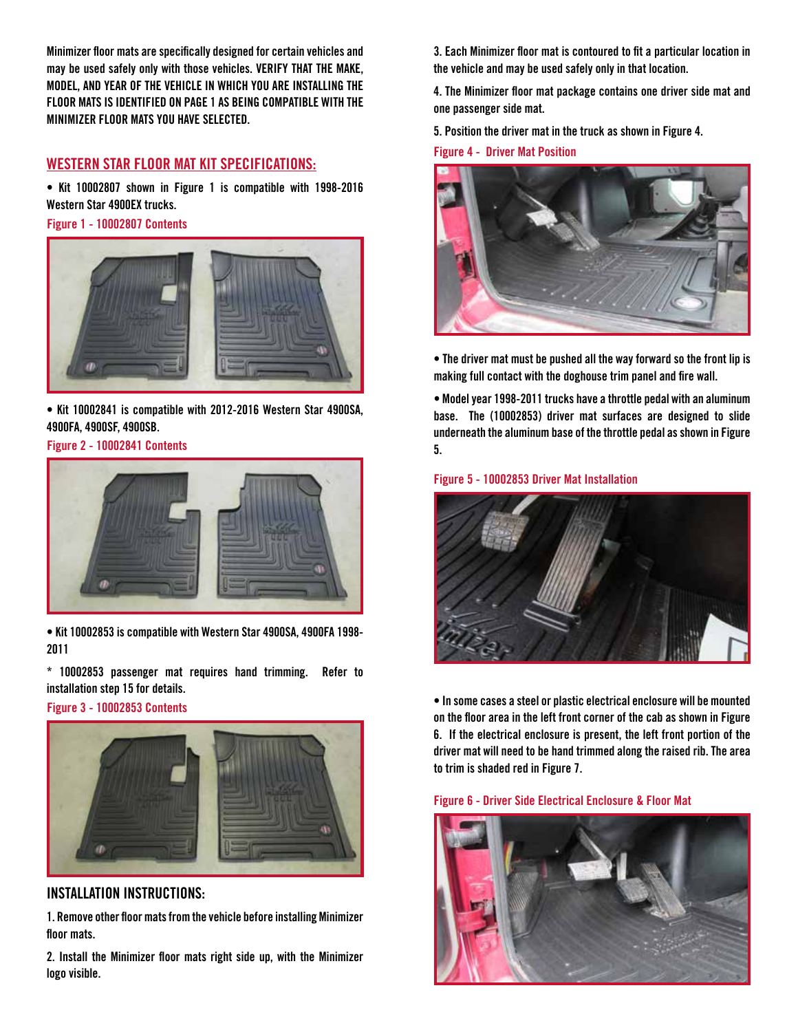Minimizer floor mats are specifically designed for certain vehicles and may be used safely only with those vehicles. **VERIFY THAT THE MAKE, MODEL, AND YEAR OF THE VEHICLE IN WHICH YOU ARE INSTALLING THE FLOOR MATS IS IDENTIFIED ON PAGE 1 AS BEING COMPATIBLE WITH THE MINIMIZER FLOOR MATS YOU HAVE SELECTED.**

## WESTERN STAR FLOOR MAT KIT SPECIFICATIONS:

• Kit 10002807 shown in Figure 1 is compatible with 1998-2016 Western Star 4900EX trucks.

Figure 1 - 10002807 Contents

• Kit 10002841 is compatible with 2012-2016 Western Star 4900SA, 4900FA, 4900SF, 4900SB.

Figure 2 - 10002841 Contents

• Kit 10002853 is compatible with Western Star 4900SA, 4900FA 1998-2011

* 10002853 passenger mat requires hand trimming. Refer to installation step 15 for details.

Figure 3 - 10002853 Contents

## INSTALLATION INSTRUCTIONS:

1. Remove other floor mats from the vehicle before installing Minimizer floor mats.

2. Install the Minimizer floor mats right side up, with the Minimizer logo visible.

3. Each Minimizer floor mat is contoured to fit a particular location in the vehicle and may be used safely only in that location.

4. The Minimizer floor mat package contains one driver side mat and one passenger side mat.

5. Position the driver mat in the truck as shown in Figure 4.

Figure 4 - Driver Mat Position

• The driver mat must be pushed all the way forward so the front lip is making full contact with the doghouse trim panel and fire wall.

• Model year 1998-2011 trucks have a throttle pedal with an aluminum base. The (10002853) driver mat surfaces are designed to slide underneath the aluminum base of the throttle pedal as shown in Figure 5.

Figure 5 - 10002853 Driver Mat Installation

• In some cases a steel or plastic electrical enclosure will be mounted on the floor area in the left front corner of the cab as shown in Figure 6. If the electrical enclosure is present, the left front portion of the driver mat will need to be hand trimmed along the raised rib. The area to trim is shaded red in Figure 7.

Figure 6 - Driver Side Electrical Enclosure & Floor Mat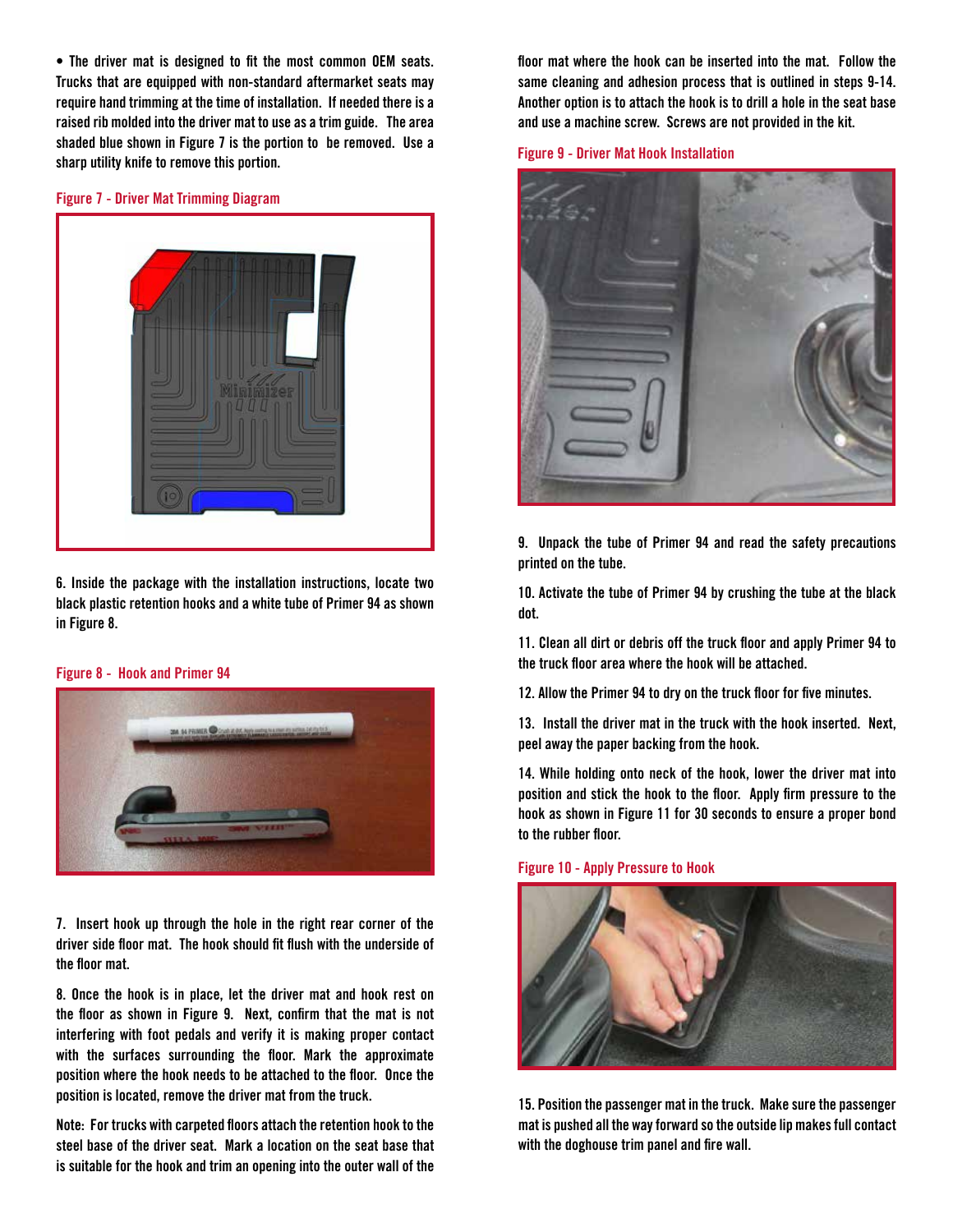• The driver mat is designed to fit the most common OEM seats. Trucks that are equipped with non-standard aftermarket seats may require hand trimming at the time of installation. If needed there is a raised rib molded into the driver mat to use as a trim guide. The area shaded blue shown in Figure 7 is the portion to be removed. Use a sharp utility knife to remove this portion.

Figure 7 - Driver Mat Trimming Diagram

6. Inside the package with the installation instructions, locate two black plastic retention hooks and a white tube of Primer 94 as shown in Figure 8.

Figure 8 - Hook and Primer 94

7. Insert hook up through the hole in the right rear corner of the driver side floor mat. The hook should fit flush with the underside of the floor mat.

8. Once the hook is in place, let the driver mat and hook rest on the floor as shown in Figure 9. Next, confirm that the mat is not interfering with foot pedals and verify it is making proper contact with the surfaces surrounding the floor. Mark the approximate position where the hook needs to be attached to the floor. Once the position is located, remove the driver mat from the truck.

Note: For trucks with carpeted floors attach the retention hook to the steel base of the driver seat. Mark a location on the seat base that is suitable for the hook and trim an opening into the outer wall of the floor mat where the hook can be inserted into the mat. Follow the same cleaning and adhesion process that is outlined in steps 9-14. Another option is to attach the hook is to drill a hole in the seat base and use a machine screw. Screws are not provided in the kit.

Figure 9 - Driver Mat Hook Installation

9. Unpack the tube of Primer 94 and read the safety precautions printed on the tube.

10. Activate the tube of Primer 94 by crushing the tube at the black dot.

11. Clean all dirt or debris off the truck floor and apply Primer 94 to the truck floor area where the hook will be attached.

12. Allow the Primer 94 to dry on the truck floor for five minutes.

13. Install the driver mat in the truck with the hook inserted. Next, peel away the paper backing from the hook.

14. While holding onto neck of the hook, lower the driver mat into position and stick the hook to the floor. Apply firm pressure to the hook as shown in Figure 11 for 30 seconds to ensure a proper bond to the rubber floor.

Figure 10 - Apply Pressure to Hook

15. Position the passenger mat in the truck. Make sure the passenger mat is pushed all the way forward so the outside lip makes full contact with the doghouse trim panel and fire wall.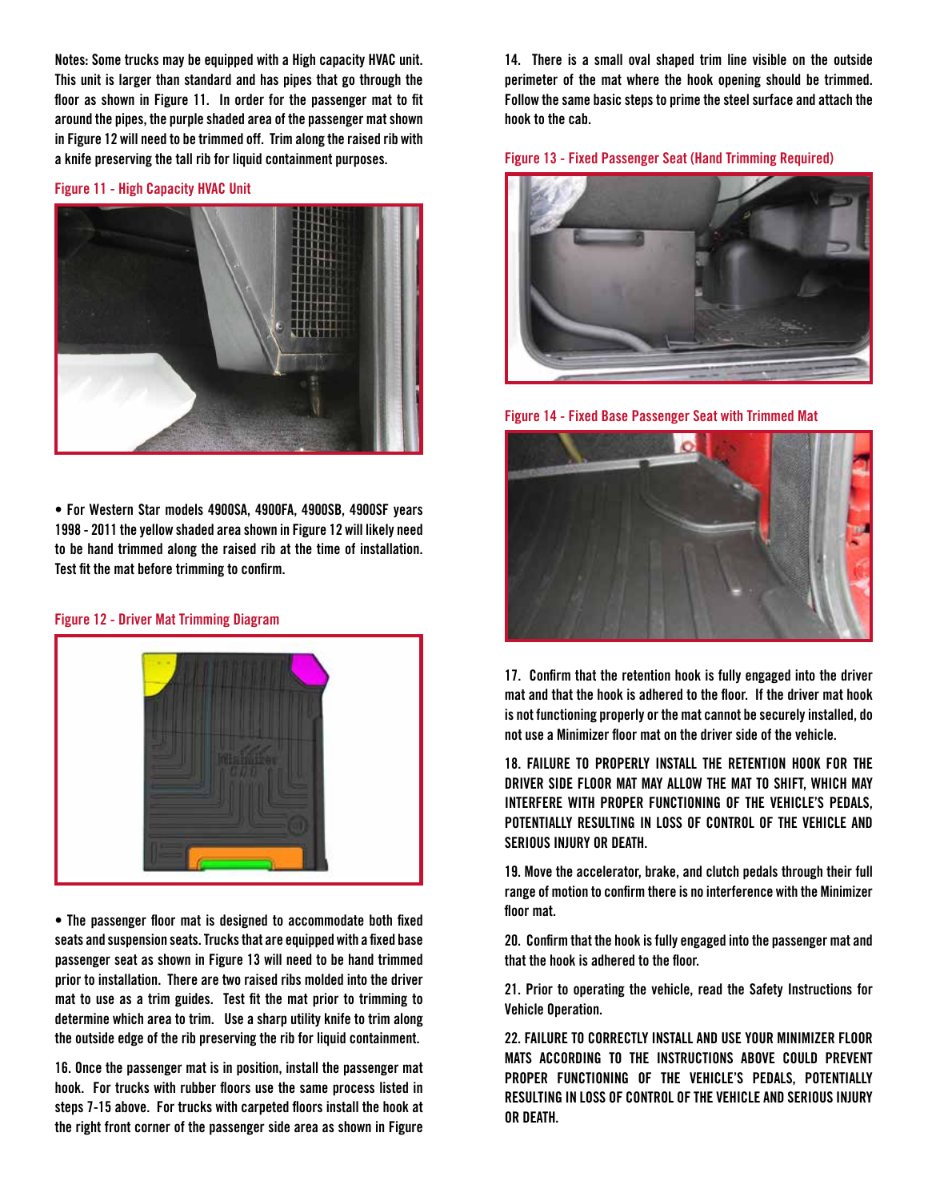Notes: Some trucks may be equipped with a High capacity HVAC unit. This unit is larger than standard and has pipes that go through the floor as shown in Figure 11. In order for the passenger mat to fit around the pipes, the purple shaded area of the passenger mat shown in Figure 12 will need to be trimmed off. Trim along the raised rib with a knife preserving the tall rib for liquid containment purposes.

Figure 11 - High Capacity HVAC Unit

• For Western Star models 4900SA, 4900FA, 4900SB, 4900SF years 1998 - 2011 the yellow shaded area shown in Figure 12 will likely need to be hand trimmed along the raised rib at the time of installation. Test fit the mat before trimming to confirm.

Figure 12 - Driver Mat Trimming Diagram

• The passenger floor mat is designed to accommodate both fixed seats and suspension seats. Trucks that are equipped with a fixed base passenger seat as shown in Figure 13 will need to be hand trimmed prior to installation. There are two raised ribs molded into the driver mat to use as a trim guides. Test fit the mat prior to trimming to determine which area to trim. Use a sharp utility knife to trim along the outside edge of the rib preserving the rib for liquid containment.

16. Once the passenger mat is in position, install the passenger mat hook. For trucks with rubber floors use the same process listed in steps 7-15 above. For trucks with carpeted floors install the hook at the right front corner of the passenger side area as shown in Figure

14. There is a small oval shaped trim line visible on the outside perimeter of the mat where the hook opening should be trimmed. Follow the same basic steps to prime the steel surface and attach the hook to the cab.

Figure 13 - Fixed Passenger Seat (Hand Trimming Required)

Figure 14 - Fixed Base Passenger Seat with Trimmed Mat

17. Confirm that the retention hook is fully engaged into the driver mat and that the hook is adhered to the floor. If the driver mat hook is not functioning properly or the mat cannot be securely installed, do not use a Minimizer floor mat on the driver side of the vehicle.

18. FAILURE TO PROPERLY INSTALL THE RETENTION HOOK FOR THE DRIVER SIDE FLOOR MAT MAY ALLOW THE MAT TO SHIFT, WHICH MAY INTERFERE WITH PROPER FUNCTIONING OF THE VEHICLE'S PEDALS, POTENTIALLY RESULTING IN LOSS OF CONTROL OF THE VEHICLE AND SERIOUS INJURY OR DEATH.

19. Move the accelerator, brake, and clutch pedals through their full range of motion to confirm there is no interference with the Minimizer floor mat.

20. Confirm that the hook is fully engaged into the passenger mat and that the hook is adhered to the floor.

21. Prior to operating the vehicle, read the Safety Instructions for Vehicle Operation.

22. FAILURE TO CORRECTLY INSTALL AND USE YOUR MINIMIZER FLOOR MATS ACCORDING TO THE INSTRUCTIONS ABOVE COULD PREVENT PROPER FUNCTIONING OF THE VEHICLE'S PEDALS, POTENTIALLY RESULTING IN LOSS OF CONTROL OF THE VEHICLE AND SERIOUS INJURY OR DEATH.